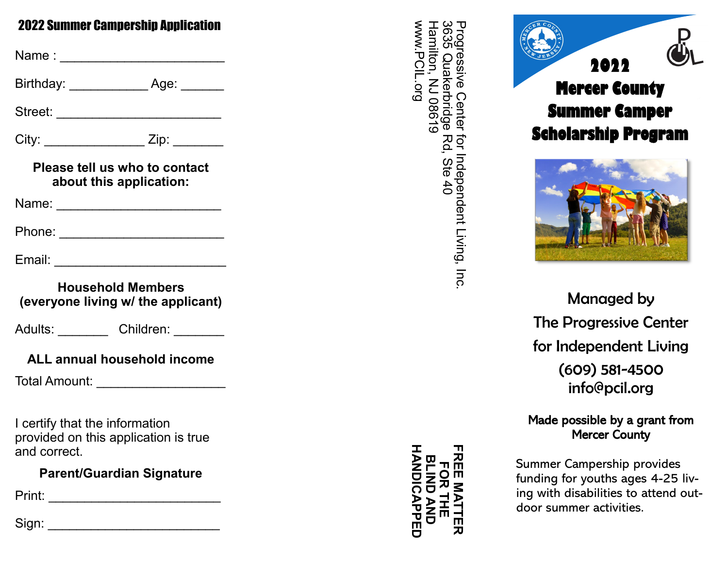## 2022 Summer Campership Application

Name : ________________________

Birthday: ___________ Age: ______

Street: ________________________

City: ______________ Zip: _______

**Please tell us who to contact about this application:**

Name: ________________________

Phone: ________________________

Email: ________________________

**Household Members (everyone living w/ the applicant)**

Adults: _______ Children: _______

**ALL annual household income**

Total Amount: __________________

I certify that the information provided on this application is true and correct.

**Parent/Guardian Signature**

Print: ________________________

Sign: ________________________

Progressive Center for Independent Living, Inc.
3635 Quakerbridge Rd, Ste 40
Hamilton, NJ 08619
www.PCIL.org

**FREE MATTER FOR THE BLIND AND HANDICAPPED**

# 2022 Mercer County Summer Camper Scholarship Program

Managed by
The Progressive Center for Independent Living
(609) 581-4500
info@pcil.org

**Made possible by a grant from Mercer County**

Summer Campership provides funding for youths ages 4-25 living with disabilities to attend outdoor summer activities.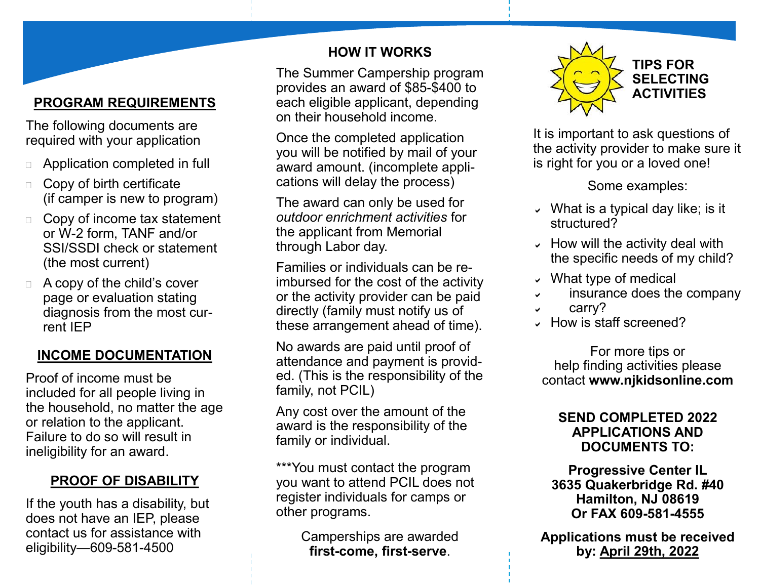## PROGRAM REQUIREMENTS

The following documents are required with your application

- Application completed in full
- Copy of birth certificate (if camper is new to program)
- Copy of income tax statement or W-2 form, TANF and/or SSI/SSDI check or statement (the most current)
- A copy of the child's cover page or evaluation stating diagnosis from the most current IEP

## INCOME DOCUMENTATION

Proof of income must be included for all people living in the household, no matter the age or relation to the applicant. Failure to do so will result in ineligibility for an award.

## PROOF OF DISABILITY

If the youth has a disability, but does not have an IEP, please contact us for assistance with eligibility—609-581-4500

## HOW IT WORKS

The Summer Campership program provides an award of $85-$400 to each eligible applicant, depending on their household income.

Once the completed application you will be notified by mail of your award amount. (incomplete applications will delay the process)

The award can only be used for *outdoor enrichment activities* for the applicant from Memorial through Labor day.

Families or individuals can be reimbursed for the cost of the activity or the activity provider can be paid directly (family must notify us of these arrangement ahead of time).

No awards are paid until proof of attendance and payment is provided. (This is the responsibility of the family, not PCIL)

Any cost over the amount of the award is the responsibility of the family or individual.

***You must contact the program you want to attend PCIL does not register individuals for camps or other programs.

Camperships are awarded **first-come, first-serve**.

## TIPS FOR SELECTING ACTIVITIES

It is important to ask questions of the activity provider to make sure it is right for you or a loved one!

Some examples:

- What is a typical day like; is it structured?
- How will the activity deal with the specific needs of my child?
- What type of medical insurance does the company carry?
- How is staff screened?

For more tips or help finding activities please contact **www.njkidsonline.com**

**SEND COMPLETED 2022 APPLICATIONS AND DOCUMENTS TO:**

**Progressive Center IL**
**3635 Quakerbridge Rd. #40**
**Hamilton, NJ 08619**
**Or FAX 609-581-4555**

**Applications must be received by: April 29th, 2022**